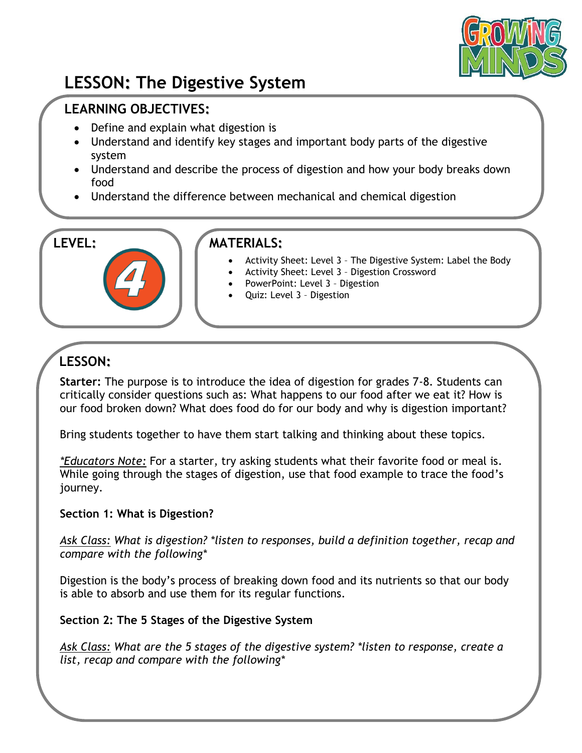# LESSON: The Digestive System

## LEARNING OBJECTIVES:

- Define and explain what digestion is
- Understand and identify key stages and important body parts of the digestive system
- Understand and describe the process of digestion and how your body breaks down food
- Understand the difference between mechanical and chemical digestion

## LEVEL:

4

## MATERIALS:

- Activity Sheet: Level 3 – The Digestive System: Label the Body
- Activity Sheet: Level 3 – Digestion Crossword
- PowerPoint: Level 3 – Digestion
- Quiz: Level 3 – Digestion

## LESSON:

**Starter:** The purpose is to introduce the idea of digestion for grades 7-8. Students can critically consider questions such as: What happens to our food after we eat it? How is our food broken down? What does food do for our body and why is digestion important?

Bring students together to have them start talking and thinking about these topics.

*Educators Note:* For a starter, try asking students what their favorite food or meal is. While going through the stages of digestion, use that food example to trace the food's journey.

**Section 1: What is Digestion?**

*Ask Class: What is digestion? *listen to responses, build a definition together, recap and compare with the following**

Digestion is the body's process of breaking down food and its nutrients so that our body is able to absorb and use them for its regular functions.

**Section 2: The 5 Stages of the Digestive System**

*Ask Class: What are the 5 stages of the digestive system? *listen to response, create a list, recap and compare with the following**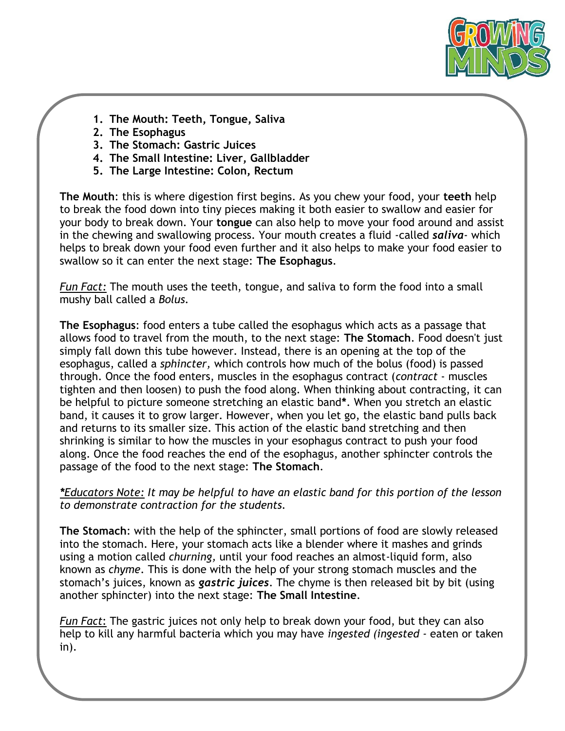1. **The Mouth: Teeth, Tongue, Saliva**
2. **The Esophagus**
3. **The Stomach: Gastric Juices**
4. **The Small Intestine: Liver, Gallbladder**
5. **The Large Intestine: Colon, Rectum**

**The Mouth**: this is where digestion first begins. As you chew your food, your **teeth** help to break the food down into tiny pieces making it both easier to swallow and easier for your body to break down. Your **tongue** can also help to move your food around and assist in the chewing and swallowing process. Your mouth creates a fluid -called ***saliva***- which helps to break down your food even further and it also helps to make your food easier to swallow so it can enter the next stage: **The Esophagus**.

_Fun Fact:_ The mouth uses the teeth, tongue, and saliva to form the food into a small mushy ball called a *Bolus*.

**The Esophagus**: food enters a tube called the esophagus which acts as a passage that allows food to travel from the mouth, to the next stage: **The Stomach**. Food doesn't just simply fall down this tube however. Instead, there is an opening at the top of the esophagus, called a *sphincter,* which controls how much of the bolus (food) is passed through. Once the food enters, muscles in the esophagus contract (*contract* - muscles tighten and then loosen) to push the food along. When thinking about contracting, it can be helpful to picture someone stretching an elastic band**\***. When you stretch an elastic band, it causes it to grow larger. However, when you let go, the elastic band pulls back and returns to its smaller size. This action of the elastic band stretching and then shrinking is similar to how the muscles in your esophagus contract to push your food along. Once the food reaches the end of the esophagus, another sphincter controls the passage of the food to the next stage: **The Stomach**.

_*Educators Note:_ *It may be helpful to have an elastic band for this portion of the lesson to demonstrate contraction for the students.*

**The Stomach**: with the help of the sphincter, small portions of food are slowly released into the stomach. Here, your stomach acts like a blender where it mashes and grinds using a motion called *churning,* until your food reaches an almost-liquid form, also known as *chyme*. This is done with the help of your strong stomach muscles and the stomach's juices, known as ***gastric juices***. The chyme is then released bit by bit (using another sphincter) into the next stage: **The Small Intestine**.

_Fun Fact_: The gastric juices not only help to break down your food, but they can also help to kill any harmful bacteria which you may have *ingested (ingested* - eaten or taken in).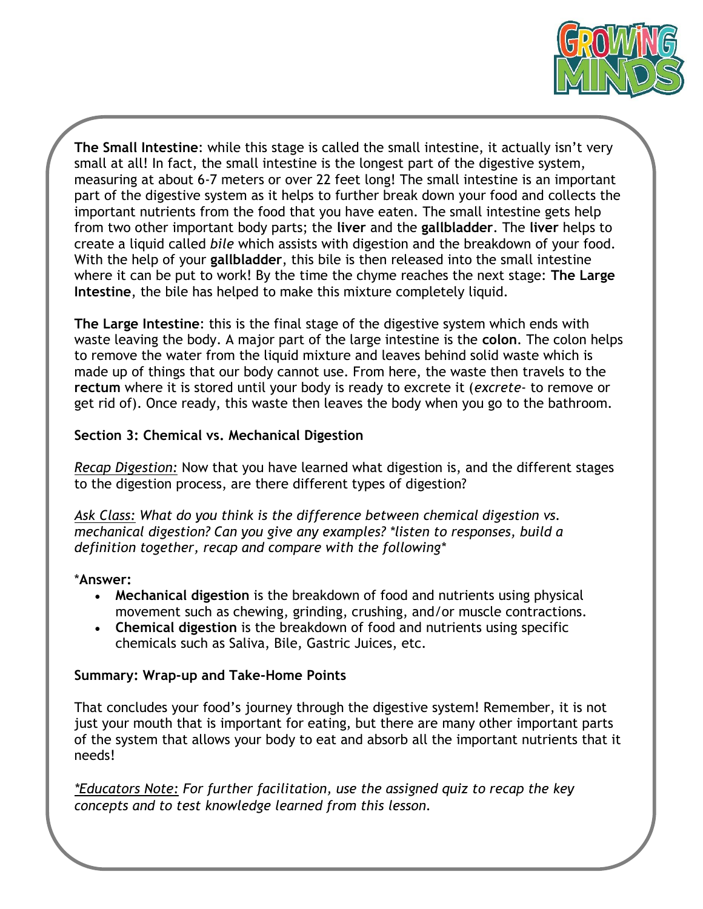**The Small Intestine**: while this stage is called the small intestine, it actually isn't very small at all! In fact, the small intestine is the longest part of the digestive system, measuring at about 6-7 meters or over 22 feet long! The small intestine is an important part of the digestive system as it helps to further break down your food and collects the important nutrients from the food that you have eaten. The small intestine gets help from two other important body parts; the **liver** and the **gallbladder**. The **liver** helps to create a liquid called *bile* which assists with digestion and the breakdown of your food. With the help of your **gallbladder**, this bile is then released into the small intestine where it can be put to work! By the time the chyme reaches the next stage: **The Large Intestine**, the bile has helped to make this mixture completely liquid.

**The Large Intestine**: this is the final stage of the digestive system which ends with waste leaving the body. A major part of the large intestine is the **colon**. The colon helps to remove the water from the liquid mixture and leaves behind solid waste which is made up of things that our body cannot use. From here, the waste then travels to the **rectum** where it is stored until your body is ready to excrete it (*excrete*- to remove or get rid of). Once ready, this waste then leaves the body when you go to the bathroom.

### Section 3: Chemical vs. Mechanical Digestion

Recap Digestion: Now that you have learned what digestion is, and the different stages to the digestion process, are there different types of digestion?

Ask Class: *What do you think is the difference between chemical digestion vs. mechanical digestion? Can you give any examples? *listen to responses, build a definition together, recap and compare with the following**

***Answer:**

- **Mechanical digestion** is the breakdown of food and nutrients using physical movement such as chewing, grinding, crushing, and/or muscle contractions.
- **Chemical digestion** is the breakdown of food and nutrients using specific chemicals such as Saliva, Bile, Gastric Juices, etc.

### Summary: Wrap-up and Take-Home Points

That concludes your food's journey through the digestive system! Remember, it is not just your mouth that is important for eating, but there are many other important parts of the system that allows your body to eat and absorb all the important nutrients that it needs!

*Educators Note:* *For further facilitation, use the assigned quiz to recap the key concepts and to test knowledge learned from this lesson.*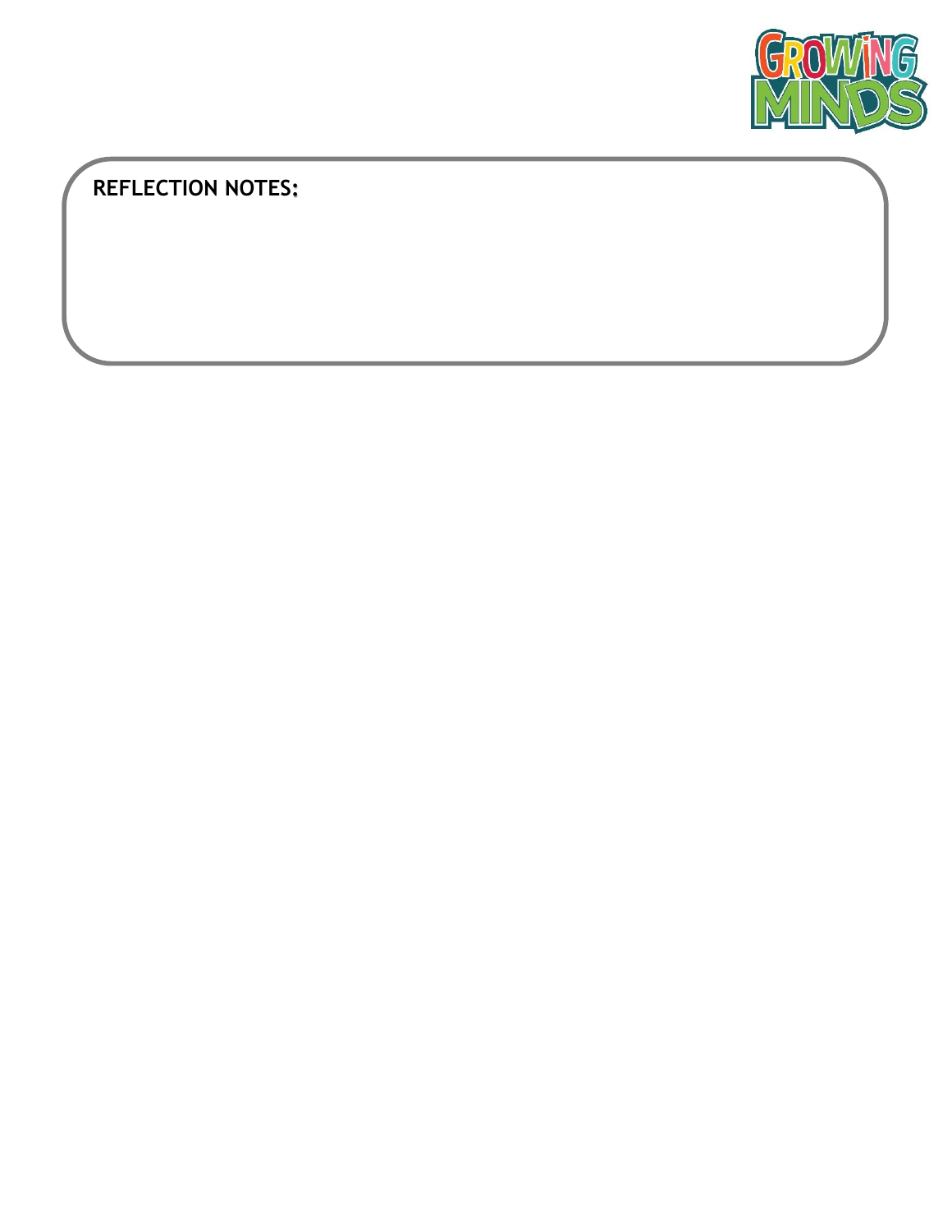**REFLECTION NOTES:**